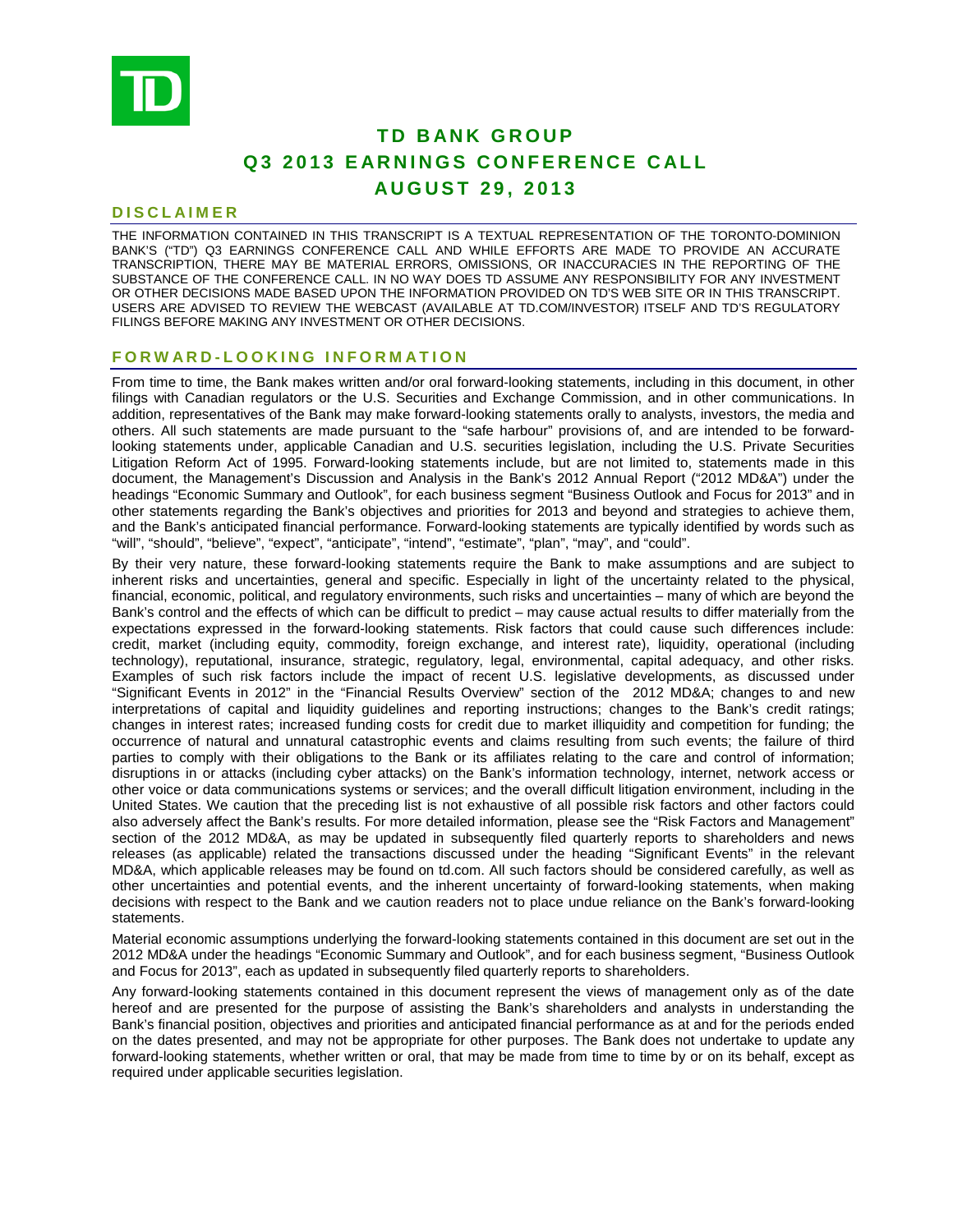# TD BANK GROUP
# Q3 2013 EARNINGS CONFERENCE CALL
# AUGUST 29, 2013

## DISCLAIMER

THE INFORMATION CONTAINED IN THIS TRANSCRIPT IS A TEXTUAL REPRESENTATION OF THE TORONTO-DOMINION BANK'S ("TD") Q3 EARNINGS CONFERENCE CALL AND WHILE EFFORTS ARE MADE TO PROVIDE AN ACCURATE TRANSCRIPTION, THERE MAY BE MATERIAL ERRORS, OMISSIONS, OR INACCURACIES IN THE REPORTING OF THE SUBSTANCE OF THE CONFERENCE CALL. IN NO WAY DOES TD ASSUME ANY RESPONSIBILITY FOR ANY INVESTMENT OR OTHER DECISIONS MADE BASED UPON THE INFORMATION PROVIDED ON TD'S WEB SITE OR IN THIS TRANSCRIPT. USERS ARE ADVISED TO REVIEW THE WEBCAST (AVAILABLE AT TD.COM/INVESTOR) ITSELF AND TD'S REGULATORY FILINGS BEFORE MAKING ANY INVESTMENT OR OTHER DECISIONS.

## FORWARD-LOOKING INFORMATION

From time to time, the Bank makes written and/or oral forward-looking statements, including in this document, in other filings with Canadian regulators or the U.S. Securities and Exchange Commission, and in other communications. In addition, representatives of the Bank may make forward-looking statements orally to analysts, investors, the media and others. All such statements are made pursuant to the "safe harbour" provisions of, and are intended to be forward-looking statements under, applicable Canadian and U.S. securities legislation, including the U.S. Private Securities Litigation Reform Act of 1995. Forward-looking statements include, but are not limited to, statements made in this document, the Management's Discussion and Analysis in the Bank's 2012 Annual Report ("2012 MD&A") under the headings "Economic Summary and Outlook", for each business segment "Business Outlook and Focus for 2013" and in other statements regarding the Bank's objectives and priorities for 2013 and beyond and strategies to achieve them, and the Bank's anticipated financial performance. Forward-looking statements are typically identified by words such as "will", "should", "believe", "expect", "anticipate", "intend", "estimate", "plan", "may", and "could".

By their very nature, these forward-looking statements require the Bank to make assumptions and are subject to inherent risks and uncertainties, general and specific. Especially in light of the uncertainty related to the physical, financial, economic, political, and regulatory environments, such risks and uncertainties – many of which are beyond the Bank's control and the effects of which can be difficult to predict – may cause actual results to differ materially from the expectations expressed in the forward-looking statements. Risk factors that could cause such differences include: credit, market (including equity, commodity, foreign exchange, and interest rate), liquidity, operational (including technology), reputational, insurance, strategic, regulatory, legal, environmental, capital adequacy, and other risks. Examples of such risk factors include the impact of recent U.S. legislative developments, as discussed under "Significant Events in 2012" in the "Financial Results Overview" section of the 2012 MD&A; changes to and new interpretations of capital and liquidity guidelines and reporting instructions; changes to the Bank's credit ratings; changes in interest rates; increased funding costs for credit due to market illiquidity and competition for funding; the occurrence of natural and unnatural catastrophic events and claims resulting from such events; the failure of third parties to comply with their obligations to the Bank or its affiliates relating to the care and control of information; disruptions in or attacks (including cyber attacks) on the Bank's information technology, internet, network access or other voice or data communications systems or services; and the overall difficult litigation environment, including in the United States. We caution that the preceding list is not exhaustive of all possible risk factors and other factors could also adversely affect the Bank's results. For more detailed information, please see the "Risk Factors and Management" section of the 2012 MD&A, as may be updated in subsequently filed quarterly reports to shareholders and news releases (as applicable) related the transactions discussed under the heading "Significant Events" in the relevant MD&A, which applicable releases may be found on td.com. All such factors should be considered carefully, as well as other uncertainties and potential events, and the inherent uncertainty of forward-looking statements, when making decisions with respect to the Bank and we caution readers not to place undue reliance on the Bank's forward-looking statements.

Material economic assumptions underlying the forward-looking statements contained in this document are set out in the 2012 MD&A under the headings "Economic Summary and Outlook", and for each business segment, "Business Outlook and Focus for 2013", each as updated in subsequently filed quarterly reports to shareholders.

Any forward-looking statements contained in this document represent the views of management only as of the date hereof and are presented for the purpose of assisting the Bank's shareholders and analysts in understanding the Bank's financial position, objectives and priorities and anticipated financial performance as at and for the periods ended on the dates presented, and may not be appropriate for other purposes. The Bank does not undertake to update any forward-looking statements, whether written or oral, that may be made from time to time by or on its behalf, except as required under applicable securities legislation.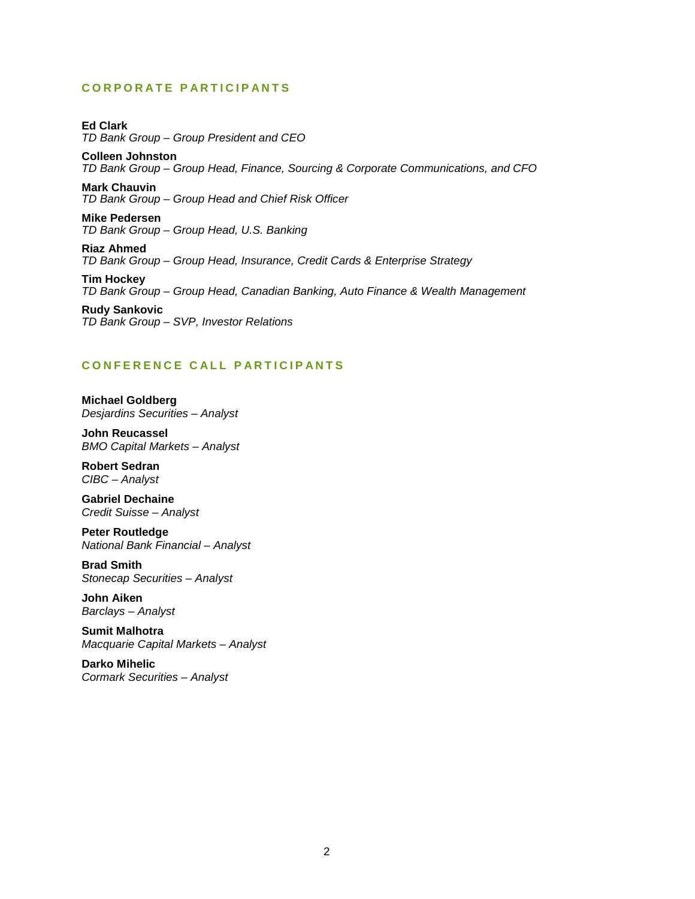## CORPORATE PARTICIPANTS

**Ed Clark**
*TD Bank Group – Group President and CEO*

**Colleen Johnston**
*TD Bank Group – Group Head, Finance, Sourcing & Corporate Communications, and CFO*

**Mark Chauvin**
*TD Bank Group – Group Head and Chief Risk Officer*

**Mike Pedersen**
*TD Bank Group – Group Head, U.S. Banking*

**Riaz Ahmed**
*TD Bank Group – Group Head, Insurance, Credit Cards & Enterprise Strategy*

**Tim Hockey**
*TD Bank Group – Group Head, Canadian Banking, Auto Finance & Wealth Management*

**Rudy Sankovic**
*TD Bank Group – SVP, Investor Relations*

## CONFERENCE CALL PARTICIPANTS

**Michael Goldberg**
*Desjardins Securities – Analyst*

**John Reucassel**
*BMO Capital Markets – Analyst*

**Robert Sedran**
*CIBC – Analyst*

**Gabriel Dechaine**
*Credit Suisse – Analyst*

**Peter Routledge**
*National Bank Financial – Analyst*

**Brad Smith**
*Stonecap Securities – Analyst*

**John Aiken**
*Barclays – Analyst*

**Sumit Malhotra**
*Macquarie Capital Markets – Analyst*

**Darko Mihelic**
*Cormark Securities – Analyst*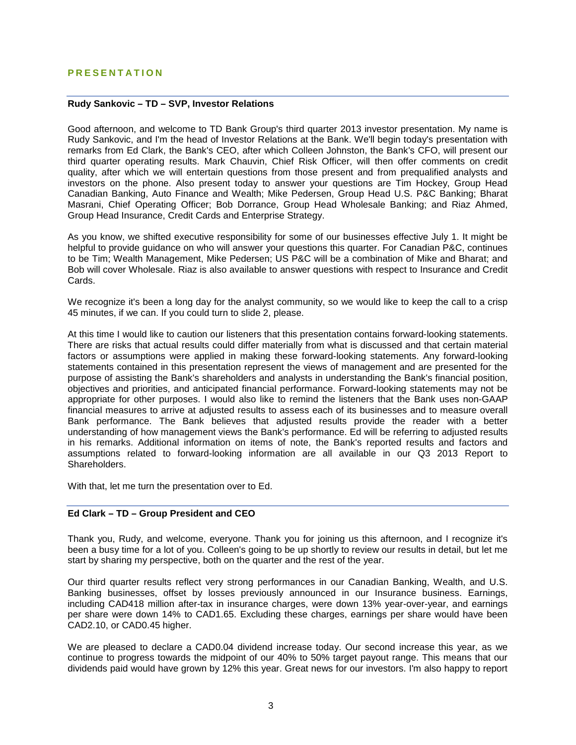## PRESENTATION

### Rudy Sankovic – TD – SVP, Investor Relations

Good afternoon, and welcome to TD Bank Group's third quarter 2013 investor presentation. My name is Rudy Sankovic, and I'm the head of Investor Relations at the Bank. We'll begin today's presentation with remarks from Ed Clark, the Bank's CEO, after which Colleen Johnston, the Bank's CFO, will present our third quarter operating results. Mark Chauvin, Chief Risk Officer, will then offer comments on credit quality, after which we will entertain questions from those present and from prequalified analysts and investors on the phone. Also present today to answer your questions are Tim Hockey, Group Head Canadian Banking, Auto Finance and Wealth; Mike Pedersen, Group Head U.S. P&C Banking; Bharat Masrani, Chief Operating Officer; Bob Dorrance, Group Head Wholesale Banking; and Riaz Ahmed, Group Head Insurance, Credit Cards and Enterprise Strategy.

As you know, we shifted executive responsibility for some of our businesses effective July 1. It might be helpful to provide guidance on who will answer your questions this quarter. For Canadian P&C, continues to be Tim; Wealth Management, Mike Pedersen; US P&C will be a combination of Mike and Bharat; and Bob will cover Wholesale. Riaz is also available to answer questions with respect to Insurance and Credit Cards.

We recognize it's been a long day for the analyst community, so we would like to keep the call to a crisp 45 minutes, if we can. If you could turn to slide 2, please.

At this time I would like to caution our listeners that this presentation contains forward-looking statements. There are risks that actual results could differ materially from what is discussed and that certain material factors or assumptions were applied in making these forward-looking statements. Any forward-looking statements contained in this presentation represent the views of management and are presented for the purpose of assisting the Bank's shareholders and analysts in understanding the Bank's financial position, objectives and priorities, and anticipated financial performance. Forward-looking statements may not be appropriate for other purposes. I would also like to remind the listeners that the Bank uses non-GAAP financial measures to arrive at adjusted results to assess each of its businesses and to measure overall Bank performance. The Bank believes that adjusted results provide the reader with a better understanding of how management views the Bank's performance. Ed will be referring to adjusted results in his remarks. Additional information on items of note, the Bank's reported results and factors and assumptions related to forward-looking information are all available in our Q3 2013 Report to Shareholders.

With that, let me turn the presentation over to Ed.

### Ed Clark – TD – Group President and CEO

Thank you, Rudy, and welcome, everyone. Thank you for joining us this afternoon, and I recognize it's been a busy time for a lot of you. Colleen's going to be up shortly to review our results in detail, but let me start by sharing my perspective, both on the quarter and the rest of the year.

Our third quarter results reflect very strong performances in our Canadian Banking, Wealth, and U.S. Banking businesses, offset by losses previously announced in our Insurance business. Earnings, including CAD418 million after-tax in insurance charges, were down 13% year-over-year, and earnings per share were down 14% to CAD1.65. Excluding these charges, earnings per share would have been CAD2.10, or CAD0.45 higher.

We are pleased to declare a CAD0.04 dividend increase today. Our second increase this year, as we continue to progress towards the midpoint of our 40% to 50% target payout range. This means that our dividends paid would have grown by 12% this year. Great news for our investors. I'm also happy to report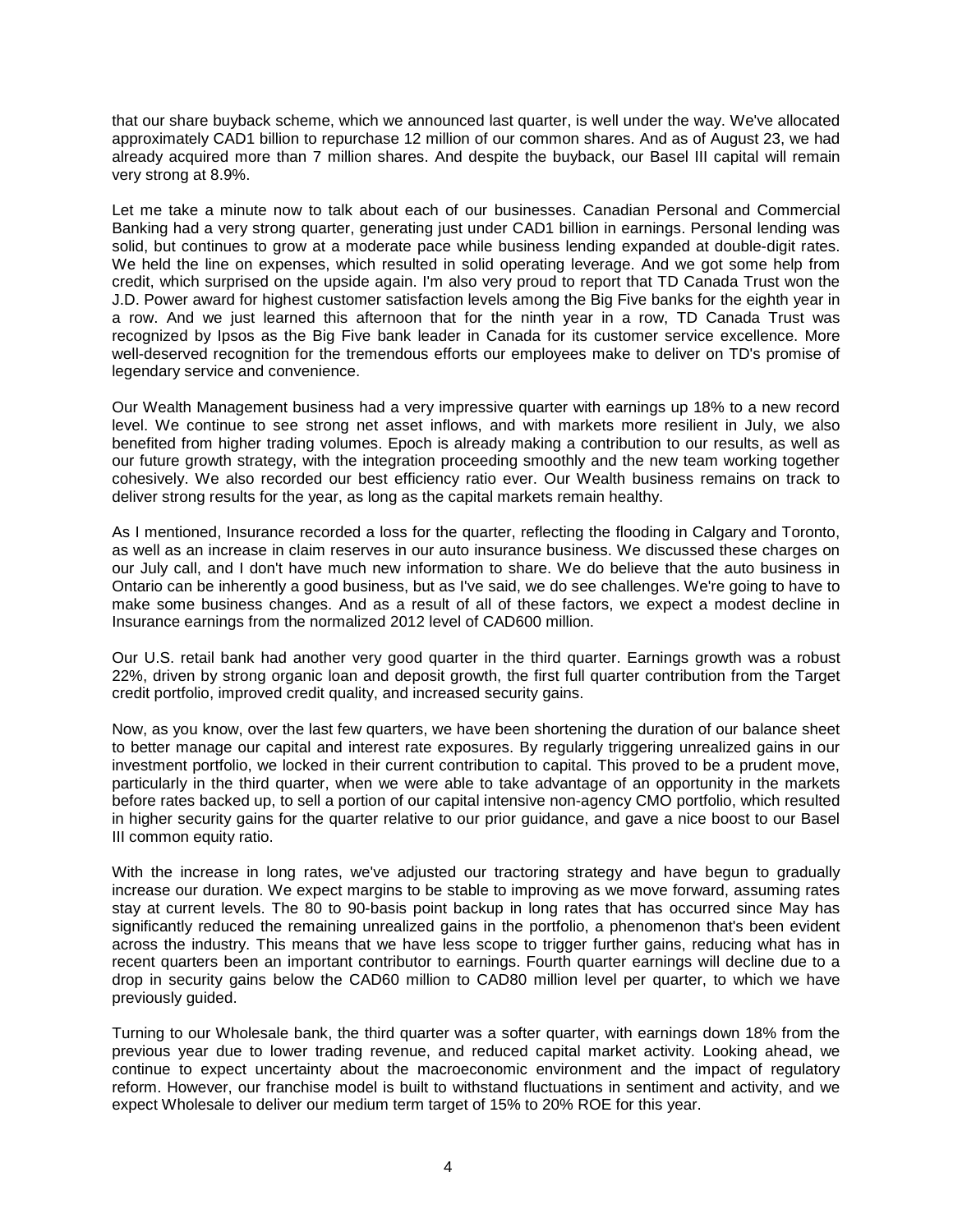that our share buyback scheme, which we announced last quarter, is well under the way. We've allocated approximately CAD1 billion to repurchase 12 million of our common shares. And as of August 23, we had already acquired more than 7 million shares. And despite the buyback, our Basel III capital will remain very strong at 8.9%.

Let me take a minute now to talk about each of our businesses. Canadian Personal and Commercial Banking had a very strong quarter, generating just under CAD1 billion in earnings. Personal lending was solid, but continues to grow at a moderate pace while business lending expanded at double-digit rates. We held the line on expenses, which resulted in solid operating leverage. And we got some help from credit, which surprised on the upside again. I'm also very proud to report that TD Canada Trust won the J.D. Power award for highest customer satisfaction levels among the Big Five banks for the eighth year in a row. And we just learned this afternoon that for the ninth year in a row, TD Canada Trust was recognized by Ipsos as the Big Five bank leader in Canada for its customer service excellence. More well-deserved recognition for the tremendous efforts our employees make to deliver on TD's promise of legendary service and convenience.

Our Wealth Management business had a very impressive quarter with earnings up 18% to a new record level. We continue to see strong net asset inflows, and with markets more resilient in July, we also benefited from higher trading volumes. Epoch is already making a contribution to our results, as well as our future growth strategy, with the integration proceeding smoothly and the new team working together cohesively. We also recorded our best efficiency ratio ever. Our Wealth business remains on track to deliver strong results for the year, as long as the capital markets remain healthy.

As I mentioned, Insurance recorded a loss for the quarter, reflecting the flooding in Calgary and Toronto, as well as an increase in claim reserves in our auto insurance business. We discussed these charges on our July call, and I don't have much new information to share. We do believe that the auto business in Ontario can be inherently a good business, but as I've said, we do see challenges. We're going to have to make some business changes. And as a result of all of these factors, we expect a modest decline in Insurance earnings from the normalized 2012 level of CAD600 million.

Our U.S. retail bank had another very good quarter in the third quarter. Earnings growth was a robust 22%, driven by strong organic loan and deposit growth, the first full quarter contribution from the Target credit portfolio, improved credit quality, and increased security gains.

Now, as you know, over the last few quarters, we have been shortening the duration of our balance sheet to better manage our capital and interest rate exposures. By regularly triggering unrealized gains in our investment portfolio, we locked in their current contribution to capital. This proved to be a prudent move, particularly in the third quarter, when we were able to take advantage of an opportunity in the markets before rates backed up, to sell a portion of our capital intensive non-agency CMO portfolio, which resulted in higher security gains for the quarter relative to our prior guidance, and gave a nice boost to our Basel III common equity ratio.

With the increase in long rates, we've adjusted our tractoring strategy and have begun to gradually increase our duration. We expect margins to be stable to improving as we move forward, assuming rates stay at current levels. The 80 to 90-basis point backup in long rates that has occurred since May has significantly reduced the remaining unrealized gains in the portfolio, a phenomenon that's been evident across the industry. This means that we have less scope to trigger further gains, reducing what has in recent quarters been an important contributor to earnings. Fourth quarter earnings will decline due to a drop in security gains below the CAD60 million to CAD80 million level per quarter, to which we have previously guided.

Turning to our Wholesale bank, the third quarter was a softer quarter, with earnings down 18% from the previous year due to lower trading revenue, and reduced capital market activity. Looking ahead, we continue to expect uncertainty about the macroeconomic environment and the impact of regulatory reform. However, our franchise model is built to withstand fluctuations in sentiment and activity, and we expect Wholesale to deliver our medium term target of 15% to 20% ROE for this year.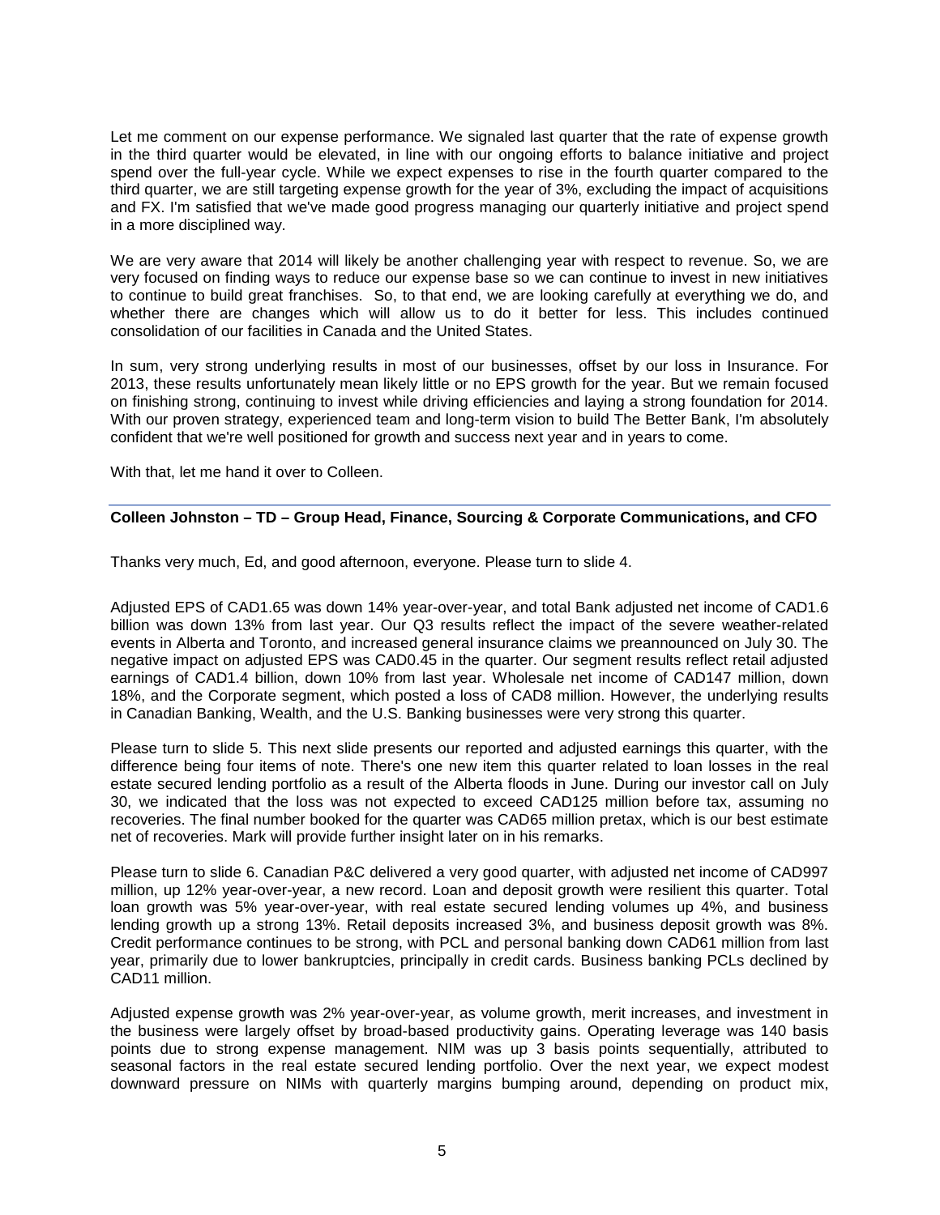Let me comment on our expense performance. We signaled last quarter that the rate of expense growth in the third quarter would be elevated, in line with our ongoing efforts to balance initiative and project spend over the full-year cycle. While we expect expenses to rise in the fourth quarter compared to the third quarter, we are still targeting expense growth for the year of 3%, excluding the impact of acquisitions and FX. I'm satisfied that we've made good progress managing our quarterly initiative and project spend in a more disciplined way.

We are very aware that 2014 will likely be another challenging year with respect to revenue. So, we are very focused on finding ways to reduce our expense base so we can continue to invest in new initiatives to continue to build great franchises. So, to that end, we are looking carefully at everything we do, and whether there are changes which will allow us to do it better for less. This includes continued consolidation of our facilities in Canada and the United States.

In sum, very strong underlying results in most of our businesses, offset by our loss in Insurance. For 2013, these results unfortunately mean likely little or no EPS growth for the year. But we remain focused on finishing strong, continuing to invest while driving efficiencies and laying a strong foundation for 2014. With our proven strategy, experienced team and long-term vision to build The Better Bank, I'm absolutely confident that we're well positioned for growth and success next year and in years to come.

With that, let me hand it over to Colleen.

---

**Colleen Johnston – TD – Group Head, Finance, Sourcing & Corporate Communications, and CFO**

Thanks very much, Ed, and good afternoon, everyone. Please turn to slide 4.

Adjusted EPS of CAD1.65 was down 14% year-over-year, and total Bank adjusted net income of CAD1.6 billion was down 13% from last year. Our Q3 results reflect the impact of the severe weather-related events in Alberta and Toronto, and increased general insurance claims we preannounced on July 30. The negative impact on adjusted EPS was CAD0.45 in the quarter. Our segment results reflect retail adjusted earnings of CAD1.4 billion, down 10% from last year. Wholesale net income of CAD147 million, down 18%, and the Corporate segment, which posted a loss of CAD8 million. However, the underlying results in Canadian Banking, Wealth, and the U.S. Banking businesses were very strong this quarter.

Please turn to slide 5. This next slide presents our reported and adjusted earnings this quarter, with the difference being four items of note. There's one new item this quarter related to loan losses in the real estate secured lending portfolio as a result of the Alberta floods in June. During our investor call on July 30, we indicated that the loss was not expected to exceed CAD125 million before tax, assuming no recoveries. The final number booked for the quarter was CAD65 million pretax, which is our best estimate net of recoveries. Mark will provide further insight later on in his remarks.

Please turn to slide 6. Canadian P&C delivered a very good quarter, with adjusted net income of CAD997 million, up 12% year-over-year, a new record. Loan and deposit growth were resilient this quarter. Total loan growth was 5% year-over-year, with real estate secured lending volumes up 4%, and business lending growth up a strong 13%. Retail deposits increased 3%, and business deposit growth was 8%. Credit performance continues to be strong, with PCL and personal banking down CAD61 million from last year, primarily due to lower bankruptcies, principally in credit cards. Business banking PCLs declined by CAD11 million.

Adjusted expense growth was 2% year-over-year, as volume growth, merit increases, and investment in the business were largely offset by broad-based productivity gains. Operating leverage was 140 basis points due to strong expense management. NIM was up 3 basis points sequentially, attributed to seasonal factors in the real estate secured lending portfolio. Over the next year, we expect modest downward pressure on NIMs with quarterly margins bumping around, depending on product mix,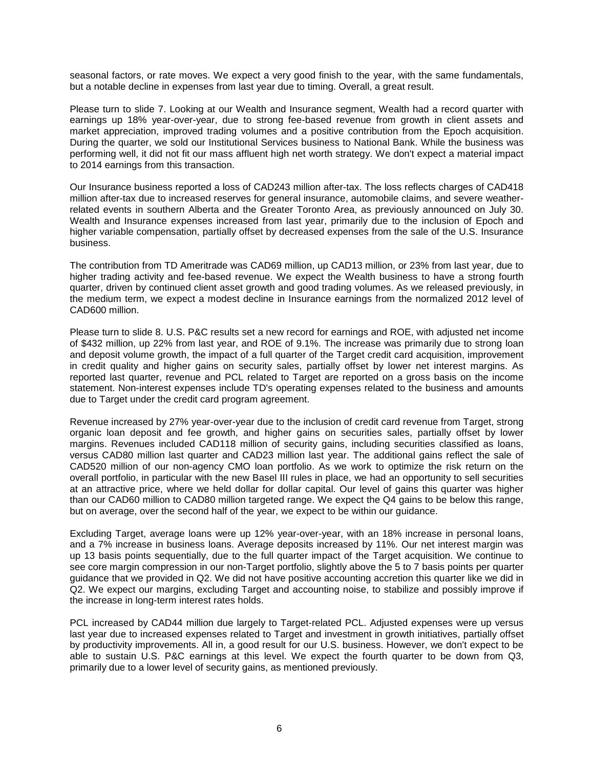seasonal factors, or rate moves. We expect a very good finish to the year, with the same fundamentals, but a notable decline in expenses from last year due to timing. Overall, a great result.

Please turn to slide 7. Looking at our Wealth and Insurance segment, Wealth had a record quarter with earnings up 18% year-over-year, due to strong fee-based revenue from growth in client assets and market appreciation, improved trading volumes and a positive contribution from the Epoch acquisition. During the quarter, we sold our Institutional Services business to National Bank. While the business was performing well, it did not fit our mass affluent high net worth strategy. We don't expect a material impact to 2014 earnings from this transaction.

Our Insurance business reported a loss of CAD243 million after-tax. The loss reflects charges of CAD418 million after-tax due to increased reserves for general insurance, automobile claims, and severe weather-related events in southern Alberta and the Greater Toronto Area, as previously announced on July 30. Wealth and Insurance expenses increased from last year, primarily due to the inclusion of Epoch and higher variable compensation, partially offset by decreased expenses from the sale of the U.S. Insurance business.

The contribution from TD Ameritrade was CAD69 million, up CAD13 million, or 23% from last year, due to higher trading activity and fee-based revenue. We expect the Wealth business to have a strong fourth quarter, driven by continued client asset growth and good trading volumes. As we released previously, in the medium term, we expect a modest decline in Insurance earnings from the normalized 2012 level of CAD600 million.

Please turn to slide 8. U.S. P&C results set a new record for earnings and ROE, with adjusted net income of $432 million, up 22% from last year, and ROE of 9.1%. The increase was primarily due to strong loan and deposit volume growth, the impact of a full quarter of the Target credit card acquisition, improvement in credit quality and higher gains on security sales, partially offset by lower net interest margins. As reported last quarter, revenue and PCL related to Target are reported on a gross basis on the income statement. Non-interest expenses include TD's operating expenses related to the business and amounts due to Target under the credit card program agreement.

Revenue increased by 27% year-over-year due to the inclusion of credit card revenue from Target, strong organic loan deposit and fee growth, and higher gains on securities sales, partially offset by lower margins. Revenues included CAD118 million of security gains, including securities classified as loans, versus CAD80 million last quarter and CAD23 million last year. The additional gains reflect the sale of CAD520 million of our non-agency CMO loan portfolio. As we work to optimize the risk return on the overall portfolio, in particular with the new Basel III rules in place, we had an opportunity to sell securities at an attractive price, where we held dollar for dollar capital. Our level of gains this quarter was higher than our CAD60 million to CAD80 million targeted range. We expect the Q4 gains to be below this range, but on average, over the second half of the year, we expect to be within our guidance.

Excluding Target, average loans were up 12% year-over-year, with an 18% increase in personal loans, and a 7% increase in business loans. Average deposits increased by 11%. Our net interest margin was up 13 basis points sequentially, due to the full quarter impact of the Target acquisition. We continue to see core margin compression in our non-Target portfolio, slightly above the 5 to 7 basis points per quarter guidance that we provided in Q2. We did not have positive accounting accretion this quarter like we did in Q2. We expect our margins, excluding Target and accounting noise, to stabilize and possibly improve if the increase in long-term interest rates holds.

PCL increased by CAD44 million due largely to Target-related PCL. Adjusted expenses were up versus last year due to increased expenses related to Target and investment in growth initiatives, partially offset by productivity improvements. All in, a good result for our U.S. business. However, we don't expect to be able to sustain U.S. P&C earnings at this level. We expect the fourth quarter to be down from Q3, primarily due to a lower level of security gains, as mentioned previously.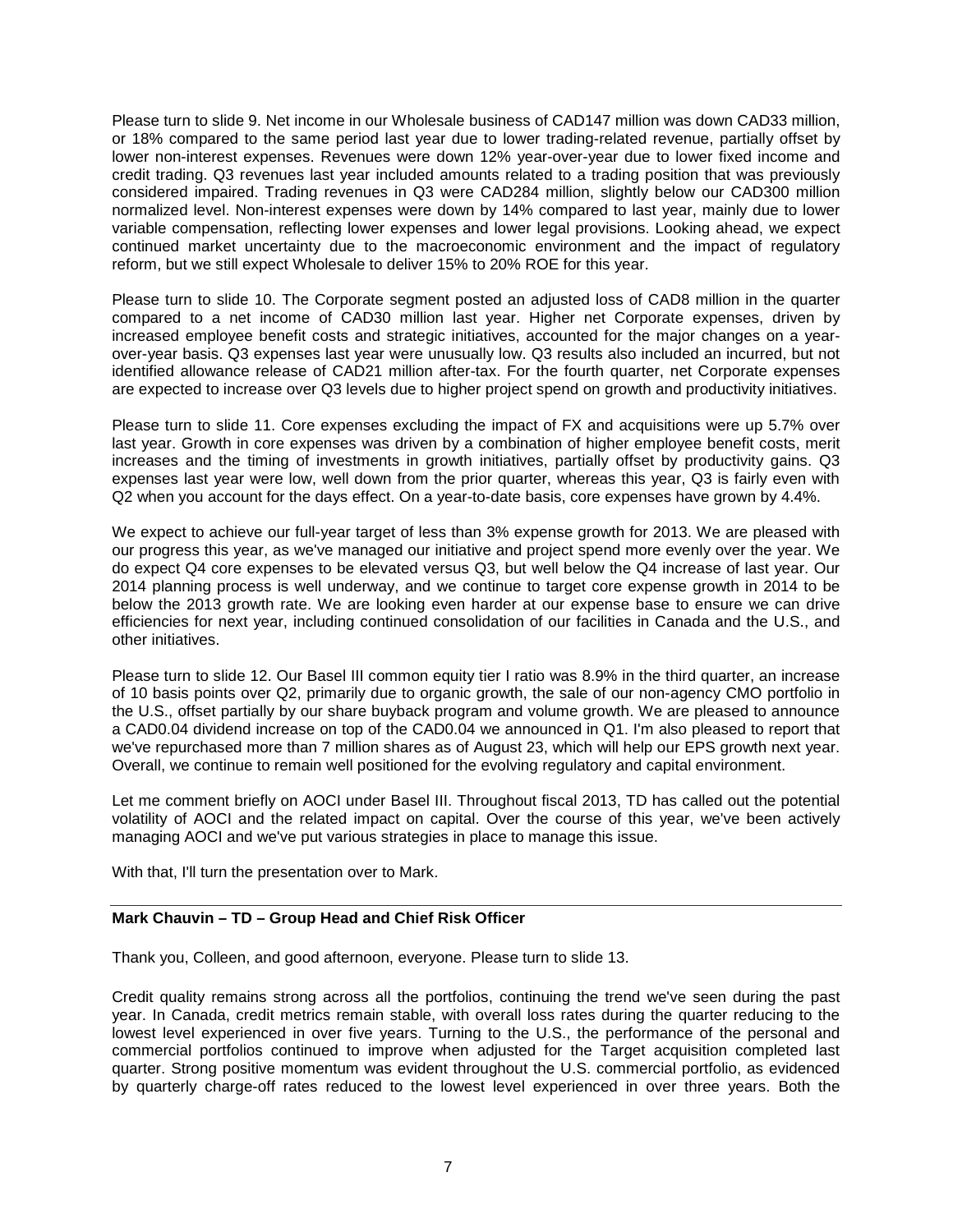Please turn to slide 9. Net income in our Wholesale business of CAD147 million was down CAD33 million, or 18% compared to the same period last year due to lower trading-related revenue, partially offset by lower non-interest expenses. Revenues were down 12% year-over-year due to lower fixed income and credit trading. Q3 revenues last year included amounts related to a trading position that was previously considered impaired. Trading revenues in Q3 were CAD284 million, slightly below our CAD300 million normalized level. Non-interest expenses were down by 14% compared to last year, mainly due to lower variable compensation, reflecting lower expenses and lower legal provisions. Looking ahead, we expect continued market uncertainty due to the macroeconomic environment and the impact of regulatory reform, but we still expect Wholesale to deliver 15% to 20% ROE for this year.

Please turn to slide 10. The Corporate segment posted an adjusted loss of CAD8 million in the quarter compared to a net income of CAD30 million last year. Higher net Corporate expenses, driven by increased employee benefit costs and strategic initiatives, accounted for the major changes on a year-over-year basis. Q3 expenses last year were unusually low. Q3 results also included an incurred, but not identified allowance release of CAD21 million after-tax. For the fourth quarter, net Corporate expenses are expected to increase over Q3 levels due to higher project spend on growth and productivity initiatives.

Please turn to slide 11. Core expenses excluding the impact of FX and acquisitions were up 5.7% over last year. Growth in core expenses was driven by a combination of higher employee benefit costs, merit increases and the timing of investments in growth initiatives, partially offset by productivity gains. Q3 expenses last year were low, well down from the prior quarter, whereas this year, Q3 is fairly even with Q2 when you account for the days effect. On a year-to-date basis, core expenses have grown by 4.4%.

We expect to achieve our full-year target of less than 3% expense growth for 2013. We are pleased with our progress this year, as we've managed our initiative and project spend more evenly over the year. We do expect Q4 core expenses to be elevated versus Q3, but well below the Q4 increase of last year. Our 2014 planning process is well underway, and we continue to target core expense growth in 2014 to be below the 2013 growth rate. We are looking even harder at our expense base to ensure we can drive efficiencies for next year, including continued consolidation of our facilities in Canada and the U.S., and other initiatives.

Please turn to slide 12. Our Basel III common equity tier I ratio was 8.9% in the third quarter, an increase of 10 basis points over Q2, primarily due to organic growth, the sale of our non-agency CMO portfolio in the U.S., offset partially by our share buyback program and volume growth. We are pleased to announce a CAD0.04 dividend increase on top of the CAD0.04 we announced in Q1. I'm also pleased to report that we've repurchased more than 7 million shares as of August 23, which will help our EPS growth next year. Overall, we continue to remain well positioned for the evolving regulatory and capital environment.

Let me comment briefly on AOCI under Basel III. Throughout fiscal 2013, TD has called out the potential volatility of AOCI and the related impact on capital. Over the course of this year, we've been actively managing AOCI and we've put various strategies in place to manage this issue.

With that, I'll turn the presentation over to Mark.

**Mark Chauvin – TD – Group Head and Chief Risk Officer**

Thank you, Colleen, and good afternoon, everyone. Please turn to slide 13.

Credit quality remains strong across all the portfolios, continuing the trend we've seen during the past year. In Canada, credit metrics remain stable, with overall loss rates during the quarter reducing to the lowest level experienced in over five years. Turning to the U.S., the performance of the personal and commercial portfolios continued to improve when adjusted for the Target acquisition completed last quarter. Strong positive momentum was evident throughout the U.S. commercial portfolio, as evidenced by quarterly charge-off rates reduced to the lowest level experienced in over three years. Both the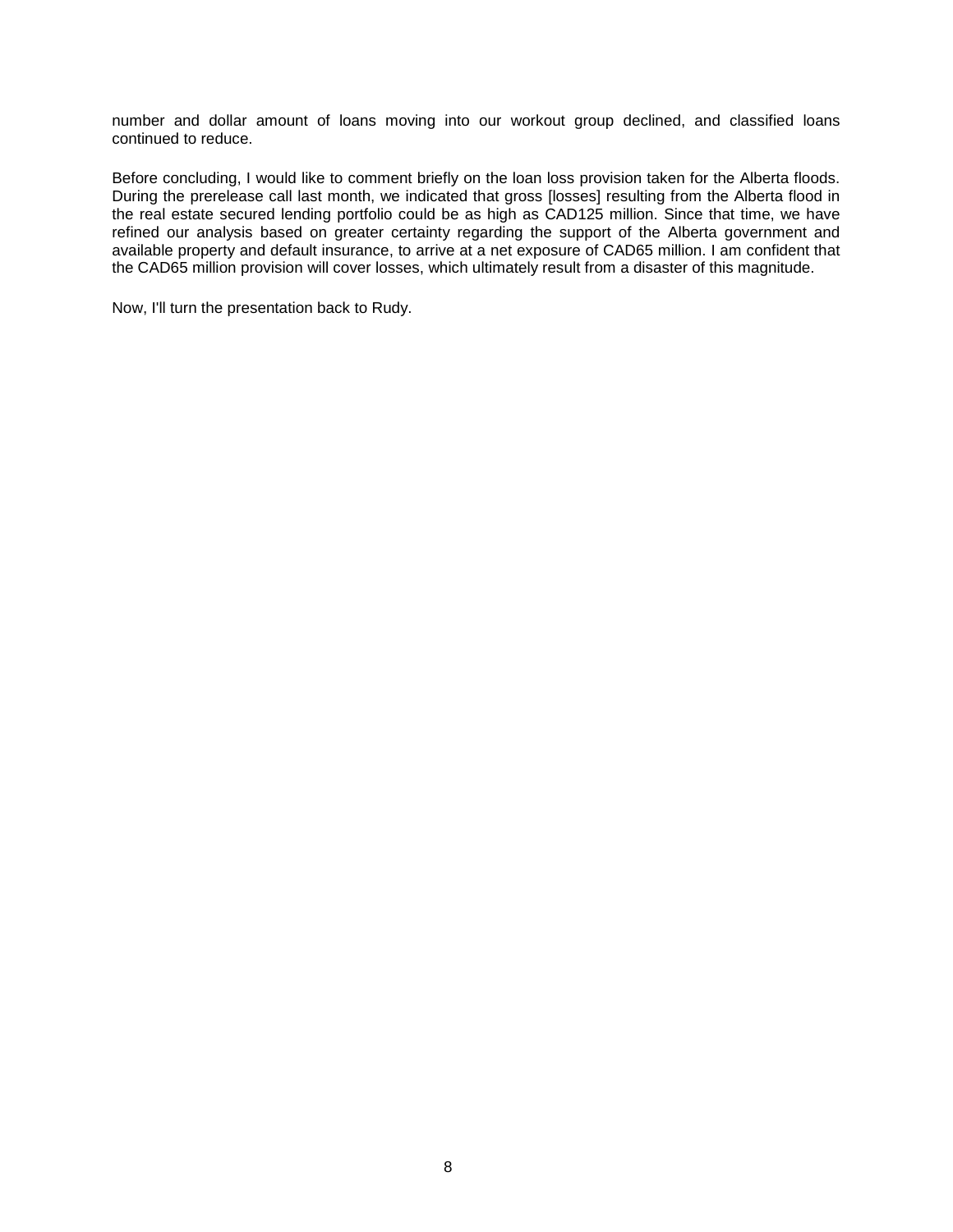number and dollar amount of loans moving into our workout group declined, and classified loans continued to reduce.

Before concluding, I would like to comment briefly on the loan loss provision taken for the Alberta floods. During the prerelease call last month, we indicated that gross [losses] resulting from the Alberta flood in the real estate secured lending portfolio could be as high as CAD125 million. Since that time, we have refined our analysis based on greater certainty regarding the support of the Alberta government and available property and default insurance, to arrive at a net exposure of CAD65 million. I am confident that the CAD65 million provision will cover losses, which ultimately result from a disaster of this magnitude.

Now, I'll turn the presentation back to Rudy.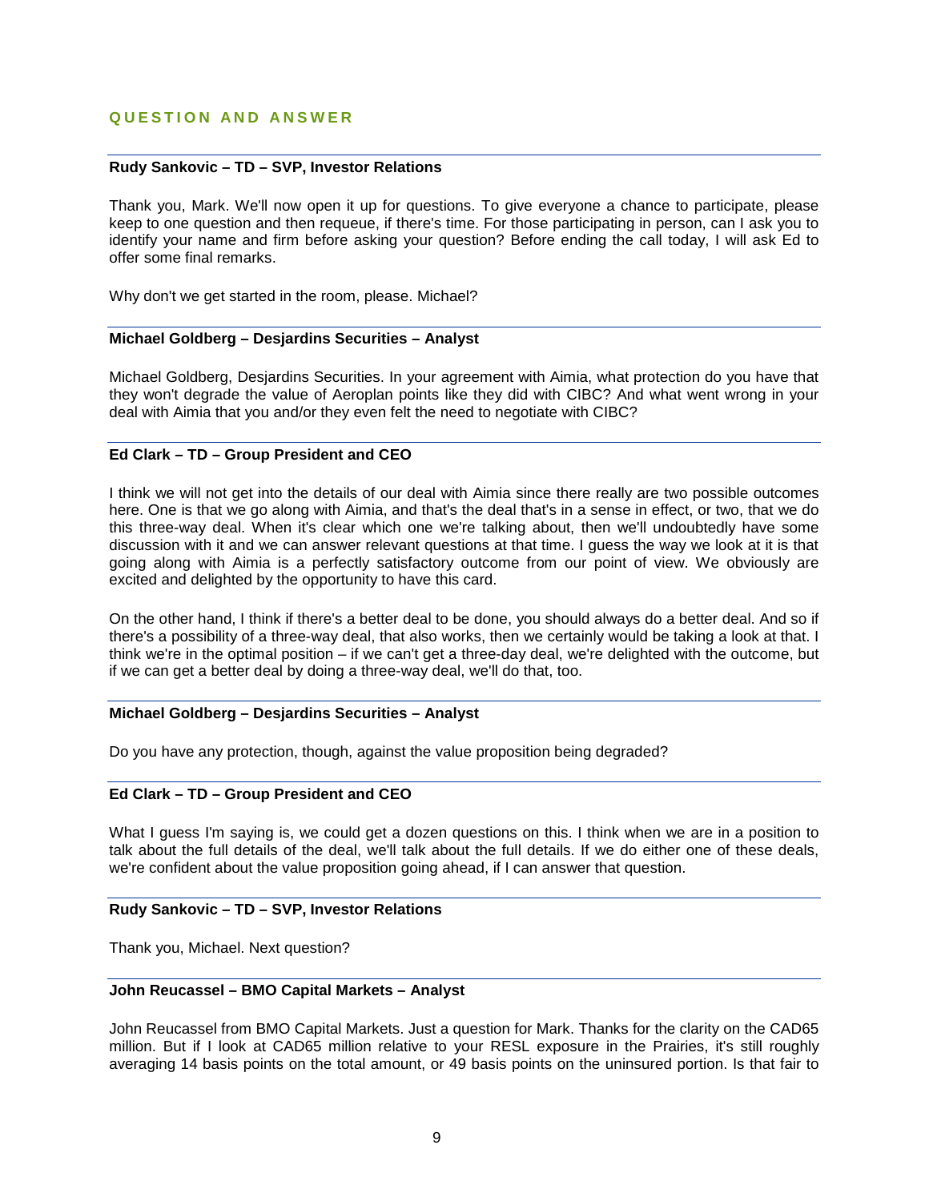## QUESTION AND ANSWER

**Rudy Sankovic – TD – SVP, Investor Relations**

Thank you, Mark. We'll now open it up for questions. To give everyone a chance to participate, please keep to one question and then requeue, if there's time. For those participating in person, can I ask you to identify your name and firm before asking your question? Before ending the call today, I will ask Ed to offer some final remarks.

Why don't we get started in the room, please. Michael?

**Michael Goldberg – Desjardins Securities – Analyst**

Michael Goldberg, Desjardins Securities. In your agreement with Aimia, what protection do you have that they won't degrade the value of Aeroplan points like they did with CIBC? And what went wrong in your deal with Aimia that you and/or they even felt the need to negotiate with CIBC?

**Ed Clark – TD – Group President and CEO**

I think we will not get into the details of our deal with Aimia since there really are two possible outcomes here. One is that we go along with Aimia, and that's the deal that's in a sense in effect, or two, that we do this three-way deal. When it's clear which one we're talking about, then we'll undoubtedly have some discussion with it and we can answer relevant questions at that time. I guess the way we look at it is that going along with Aimia is a perfectly satisfactory outcome from our point of view. We obviously are excited and delighted by the opportunity to have this card.

On the other hand, I think if there's a better deal to be done, you should always do a better deal. And so if there's a possibility of a three-way deal, that also works, then we certainly would be taking a look at that. I think we're in the optimal position – if we can't get a three-day deal, we're delighted with the outcome, but if we can get a better deal by doing a three-way deal, we'll do that, too.

**Michael Goldberg – Desjardins Securities – Analyst**

Do you have any protection, though, against the value proposition being degraded?

**Ed Clark – TD – Group President and CEO**

What I guess I'm saying is, we could get a dozen questions on this. I think when we are in a position to talk about the full details of the deal, we'll talk about the full details. If we do either one of these deals, we're confident about the value proposition going ahead, if I can answer that question.

**Rudy Sankovic – TD – SVP, Investor Relations**

Thank you, Michael. Next question?

**John Reucassel – BMO Capital Markets – Analyst**

John Reucassel from BMO Capital Markets. Just a question for Mark. Thanks for the clarity on the CAD65 million. But if I look at CAD65 million relative to your RESL exposure in the Prairies, it's still roughly averaging 14 basis points on the total amount, or 49 basis points on the uninsured portion. Is that fair to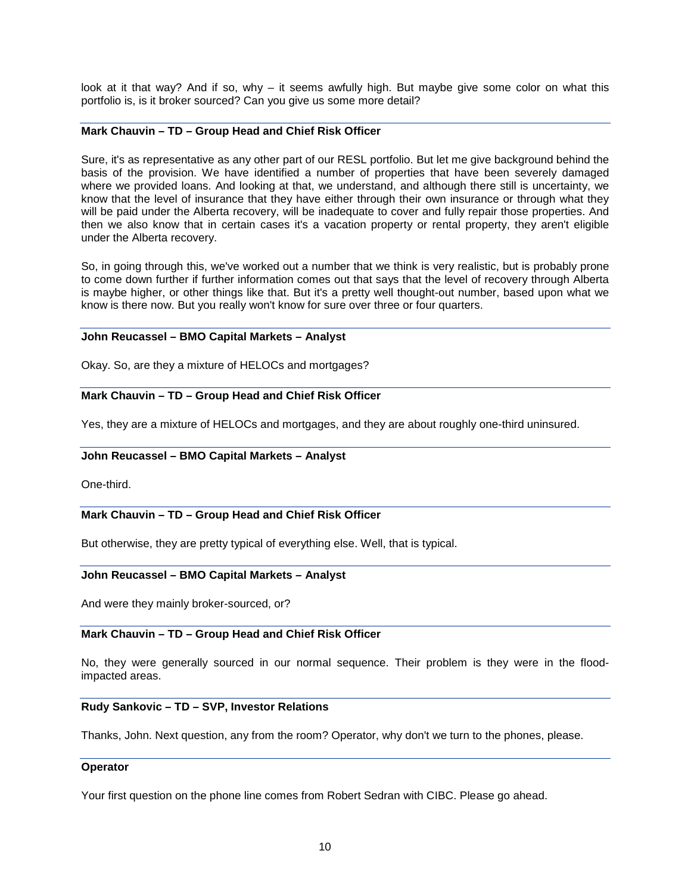look at it that way? And if so, why – it seems awfully high. But maybe give some color on what this portfolio is, is it broker sourced? Can you give us some more detail?

**Mark Chauvin – TD – Group Head and Chief Risk Officer**

Sure, it's as representative as any other part of our RESL portfolio. But let me give background behind the basis of the provision. We have identified a number of properties that have been severely damaged where we provided loans. And looking at that, we understand, and although there still is uncertainty, we know that the level of insurance that they have either through their own insurance or through what they will be paid under the Alberta recovery, will be inadequate to cover and fully repair those properties. And then we also know that in certain cases it's a vacation property or rental property, they aren't eligible under the Alberta recovery.

So, in going through this, we've worked out a number that we think is very realistic, but is probably prone to come down further if further information comes out that says that the level of recovery through Alberta is maybe higher, or other things like that. But it's a pretty well thought-out number, based upon what we know is there now. But you really won't know for sure over three or four quarters.

**John Reucassel – BMO Capital Markets – Analyst**

Okay. So, are they a mixture of HELOCs and mortgages?

**Mark Chauvin – TD – Group Head and Chief Risk Officer**

Yes, they are a mixture of HELOCs and mortgages, and they are about roughly one-third uninsured.

**John Reucassel – BMO Capital Markets – Analyst**

One-third.

**Mark Chauvin – TD – Group Head and Chief Risk Officer**

But otherwise, they are pretty typical of everything else. Well, that is typical.

**John Reucassel – BMO Capital Markets – Analyst**

And were they mainly broker-sourced, or?

**Mark Chauvin – TD – Group Head and Chief Risk Officer**

No, they were generally sourced in our normal sequence. Their problem is they were in the flood-impacted areas.

**Rudy Sankovic – TD – SVP, Investor Relations**

Thanks, John. Next question, any from the room? Operator, why don't we turn to the phones, please.

**Operator**

Your first question on the phone line comes from Robert Sedran with CIBC. Please go ahead.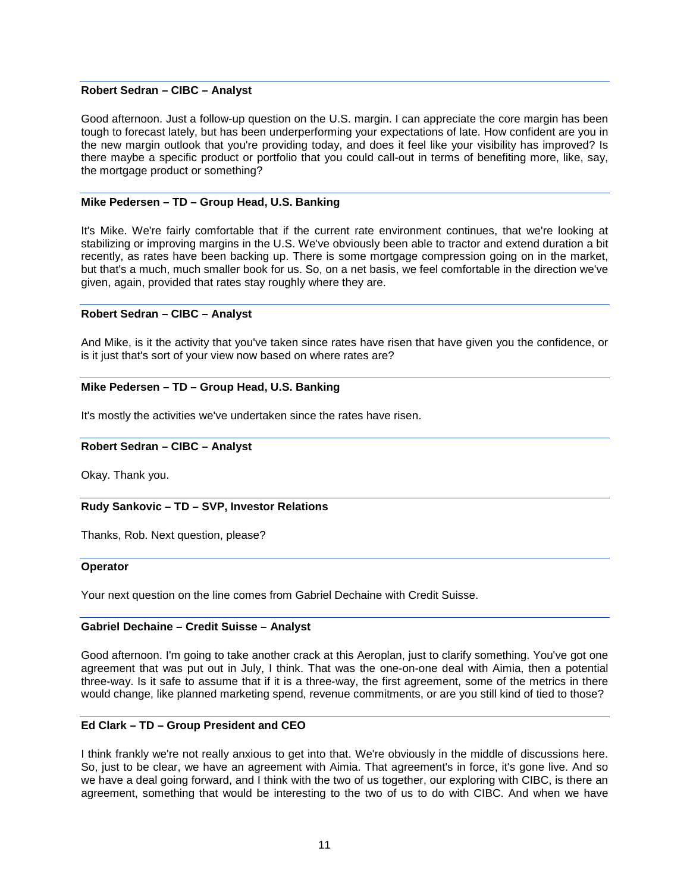**Robert Sedran – CIBC – Analyst**

Good afternoon. Just a follow-up question on the U.S. margin. I can appreciate the core margin has been tough to forecast lately, but has been underperforming your expectations of late. How confident are you in the new margin outlook that you're providing today, and does it feel like your visibility has improved? Is there maybe a specific product or portfolio that you could call-out in terms of benefiting more, like, say, the mortgage product or something?

**Mike Pedersen – TD – Group Head, U.S. Banking**

It's Mike. We're fairly comfortable that if the current rate environment continues, that we're looking at stabilizing or improving margins in the U.S. We've obviously been able to tractor and extend duration a bit recently, as rates have been backing up. There is some mortgage compression going on in the market, but that's a much, much smaller book for us. So, on a net basis, we feel comfortable in the direction we've given, again, provided that rates stay roughly where they are.

**Robert Sedran – CIBC – Analyst**

And Mike, is it the activity that you've taken since rates have risen that have given you the confidence, or is it just that's sort of your view now based on where rates are?

**Mike Pedersen – TD – Group Head, U.S. Banking**

It's mostly the activities we've undertaken since the rates have risen.

**Robert Sedran – CIBC – Analyst**

Okay. Thank you.

**Rudy Sankovic – TD – SVP, Investor Relations**

Thanks, Rob. Next question, please?

**Operator**

Your next question on the line comes from Gabriel Dechaine with Credit Suisse.

**Gabriel Dechaine – Credit Suisse – Analyst**

Good afternoon. I'm going to take another crack at this Aeroplan, just to clarify something. You've got one agreement that was put out in July, I think. That was the one-on-one deal with Aimia, then a potential three-way. Is it safe to assume that if it is a three-way, the first agreement, some of the metrics in there would change, like planned marketing spend, revenue commitments, or are you still kind of tied to those?

**Ed Clark – TD – Group President and CEO**

I think frankly we're not really anxious to get into that. We're obviously in the middle of discussions here. So, just to be clear, we have an agreement with Aimia. That agreement's in force, it's gone live. And so we have a deal going forward, and I think with the two of us together, our exploring with CIBC, is there an agreement, something that would be interesting to the two of us to do with CIBC. And when we have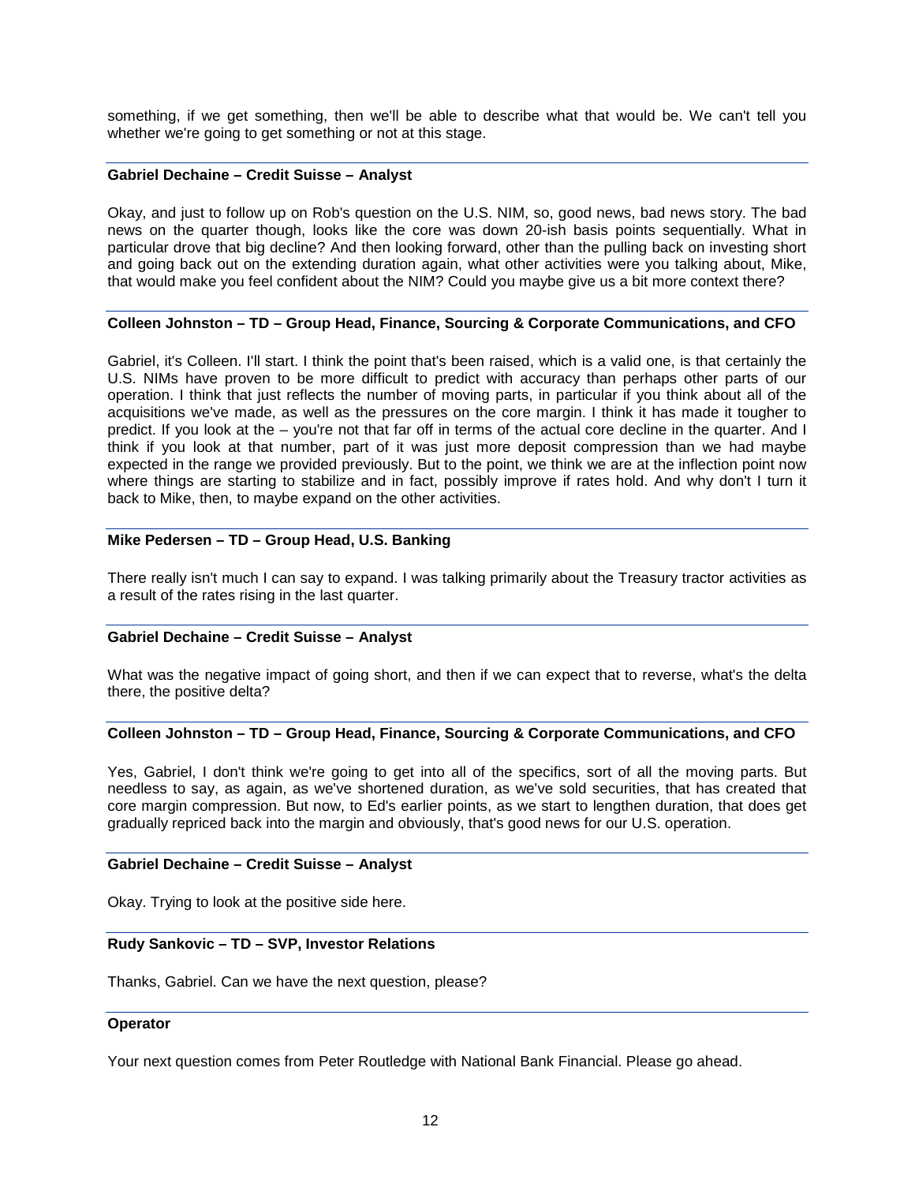something, if we get something, then we'll be able to describe what that would be. We can't tell you whether we're going to get something or not at this stage.

**Gabriel Dechaine – Credit Suisse – Analyst**

Okay, and just to follow up on Rob's question on the U.S. NIM, so, good news, bad news story. The bad news on the quarter though, looks like the core was down 20-ish basis points sequentially. What in particular drove that big decline? And then looking forward, other than the pulling back on investing short and going back out on the extending duration again, what other activities were you talking about, Mike, that would make you feel confident about the NIM? Could you maybe give us a bit more context there?

**Colleen Johnston – TD – Group Head, Finance, Sourcing & Corporate Communications, and CFO**

Gabriel, it's Colleen. I'll start. I think the point that's been raised, which is a valid one, is that certainly the U.S. NIMs have proven to be more difficult to predict with accuracy than perhaps other parts of our operation. I think that just reflects the number of moving parts, in particular if you think about all of the acquisitions we've made, as well as the pressures on the core margin. I think it has made it tougher to predict. If you look at the – you're not that far off in terms of the actual core decline in the quarter. And I think if you look at that number, part of it was just more deposit compression than we had maybe expected in the range we provided previously. But to the point, we think we are at the inflection point now where things are starting to stabilize and in fact, possibly improve if rates hold. And why don't I turn it back to Mike, then, to maybe expand on the other activities.

**Mike Pedersen – TD – Group Head, U.S. Banking**

There really isn't much I can say to expand. I was talking primarily about the Treasury tractor activities as a result of the rates rising in the last quarter.

**Gabriel Dechaine – Credit Suisse – Analyst**

What was the negative impact of going short, and then if we can expect that to reverse, what's the delta there, the positive delta?

**Colleen Johnston – TD – Group Head, Finance, Sourcing & Corporate Communications, and CFO**

Yes, Gabriel, I don't think we're going to get into all of the specifics, sort of all the moving parts. But needless to say, as again, as we've shortened duration, as we've sold securities, that has created that core margin compression. But now, to Ed's earlier points, as we start to lengthen duration, that does get gradually repriced back into the margin and obviously, that's good news for our U.S. operation.

**Gabriel Dechaine – Credit Suisse – Analyst**

Okay. Trying to look at the positive side here.

**Rudy Sankovic – TD – SVP, Investor Relations**

Thanks, Gabriel. Can we have the next question, please?

**Operator**

Your next question comes from Peter Routledge with National Bank Financial. Please go ahead.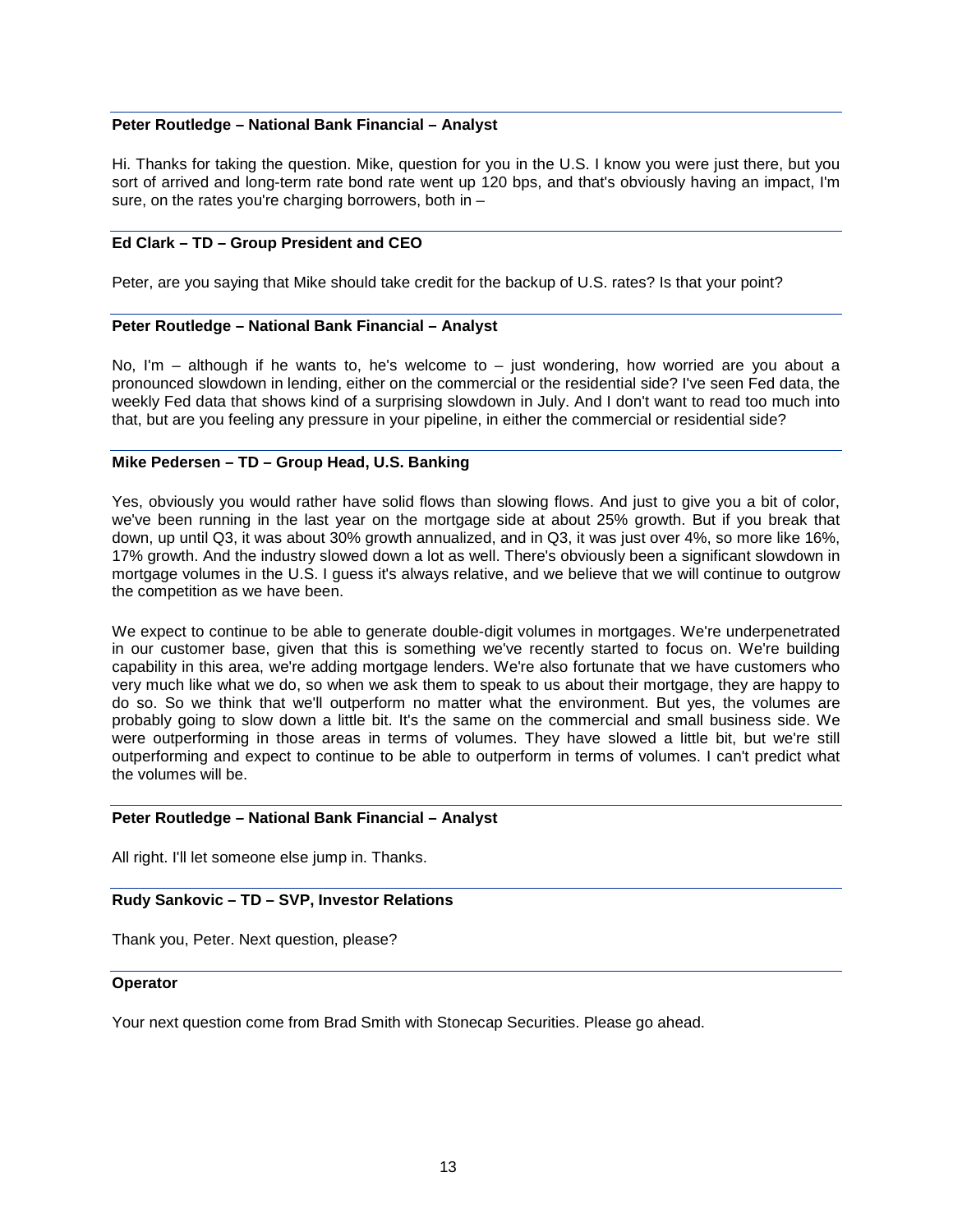**Peter Routledge – National Bank Financial – Analyst**

Hi. Thanks for taking the question. Mike, question for you in the U.S. I know you were just there, but you sort of arrived and long-term rate bond rate went up 120 bps, and that's obviously having an impact, I'm sure, on the rates you're charging borrowers, both in –

**Ed Clark – TD – Group President and CEO**

Peter, are you saying that Mike should take credit for the backup of U.S. rates? Is that your point?

**Peter Routledge – National Bank Financial – Analyst**

No, I'm – although if he wants to, he's welcome to – just wondering, how worried are you about a pronounced slowdown in lending, either on the commercial or the residential side? I've seen Fed data, the weekly Fed data that shows kind of a surprising slowdown in July. And I don't want to read too much into that, but are you feeling any pressure in your pipeline, in either the commercial or residential side?

**Mike Pedersen – TD – Group Head, U.S. Banking**

Yes, obviously you would rather have solid flows than slowing flows. And just to give you a bit of color, we've been running in the last year on the mortgage side at about 25% growth. But if you break that down, up until Q3, it was about 30% growth annualized, and in Q3, it was just over 4%, so more like 16%, 17% growth. And the industry slowed down a lot as well. There's obviously been a significant slowdown in mortgage volumes in the U.S. I guess it's always relative, and we believe that we will continue to outgrow the competition as we have been.

We expect to continue to be able to generate double-digit volumes in mortgages. We're underpenetrated in our customer base, given that this is something we've recently started to focus on. We're building capability in this area, we're adding mortgage lenders. We're also fortunate that we have customers who very much like what we do, so when we ask them to speak to us about their mortgage, they are happy to do so. So we think that we'll outperform no matter what the environment. But yes, the volumes are probably going to slow down a little bit. It's the same on the commercial and small business side. We were outperforming in those areas in terms of volumes. They have slowed a little bit, but we're still outperforming and expect to continue to be able to outperform in terms of volumes. I can't predict what the volumes will be.

**Peter Routledge – National Bank Financial – Analyst**

All right. I'll let someone else jump in. Thanks.

**Rudy Sankovic – TD – SVP, Investor Relations**

Thank you, Peter. Next question, please?

**Operator**

Your next question come from Brad Smith with Stonecap Securities. Please go ahead.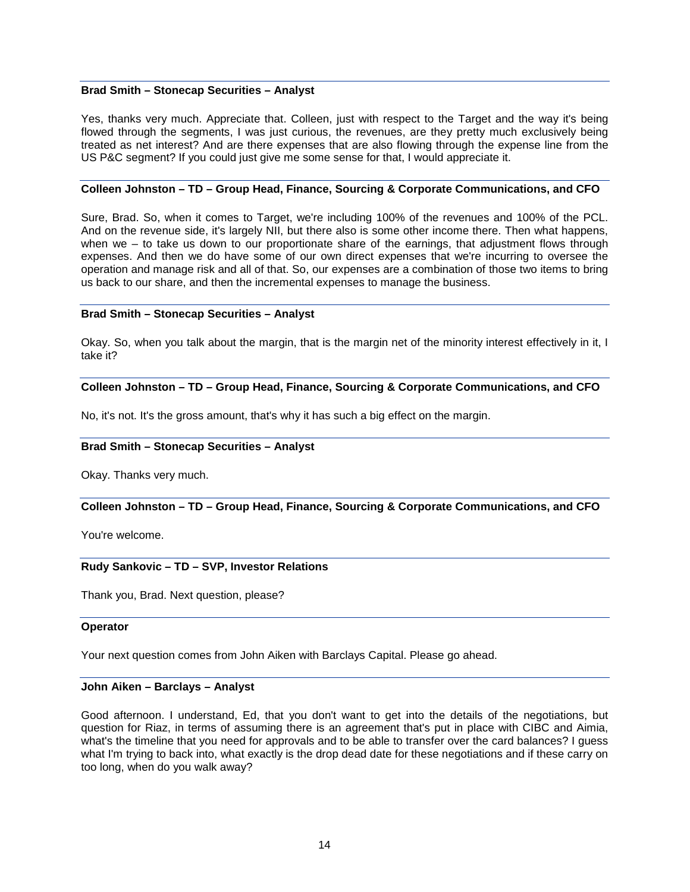**Brad Smith – Stonecap Securities – Analyst**

Yes, thanks very much. Appreciate that. Colleen, just with respect to the Target and the way it's being flowed through the segments, I was just curious, the revenues, are they pretty much exclusively being treated as net interest? And are there expenses that are also flowing through the expense line from the US P&C segment? If you could just give me some sense for that, I would appreciate it.

**Colleen Johnston – TD – Group Head, Finance, Sourcing & Corporate Communications, and CFO**

Sure, Brad. So, when it comes to Target, we're including 100% of the revenues and 100% of the PCL. And on the revenue side, it's largely NII, but there also is some other income there. Then what happens, when we – to take us down to our proportionate share of the earnings, that adjustment flows through expenses. And then we do have some of our own direct expenses that we're incurring to oversee the operation and manage risk and all of that. So, our expenses are a combination of those two items to bring us back to our share, and then the incremental expenses to manage the business.

**Brad Smith – Stonecap Securities – Analyst**

Okay. So, when you talk about the margin, that is the margin net of the minority interest effectively in it, I take it?

**Colleen Johnston – TD – Group Head, Finance, Sourcing & Corporate Communications, and CFO**

No, it's not. It's the gross amount, that's why it has such a big effect on the margin.

**Brad Smith – Stonecap Securities – Analyst**

Okay. Thanks very much.

**Colleen Johnston – TD – Group Head, Finance, Sourcing & Corporate Communications, and CFO**

You're welcome.

**Rudy Sankovic – TD – SVP, Investor Relations**

Thank you, Brad. Next question, please?

**Operator**

Your next question comes from John Aiken with Barclays Capital. Please go ahead.

**John Aiken – Barclays – Analyst**

Good afternoon. I understand, Ed, that you don't want to get into the details of the negotiations, but question for Riaz, in terms of assuming there is an agreement that's put in place with CIBC and Aimia, what's the timeline that you need for approvals and to be able to transfer over the card balances? I guess what I'm trying to back into, what exactly is the drop dead date for these negotiations and if these carry on too long, when do you walk away?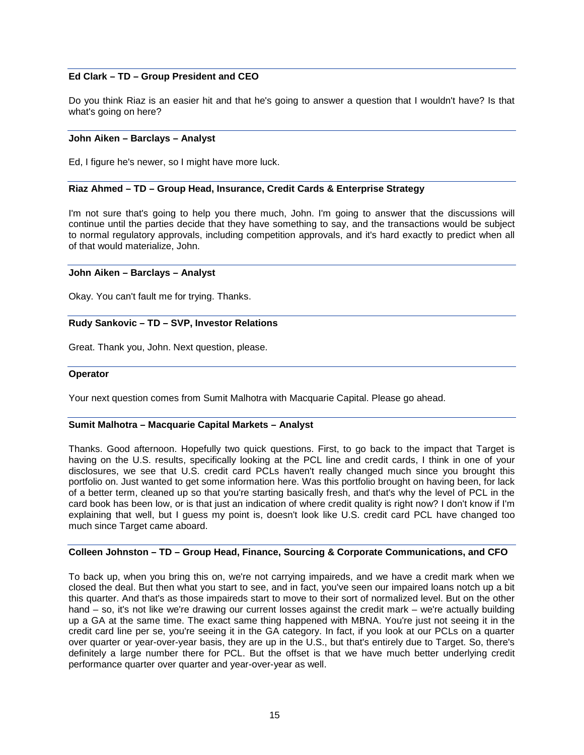**Ed Clark – TD – Group President and CEO**

Do you think Riaz is an easier hit and that he's going to answer a question that I wouldn't have? Is that what's going on here?

**John Aiken – Barclays – Analyst**

Ed, I figure he's newer, so I might have more luck.

**Riaz Ahmed – TD – Group Head, Insurance, Credit Cards & Enterprise Strategy**

I'm not sure that's going to help you there much, John. I'm going to answer that the discussions will continue until the parties decide that they have something to say, and the transactions would be subject to normal regulatory approvals, including competition approvals, and it's hard exactly to predict when all of that would materialize, John.

**John Aiken – Barclays – Analyst**

Okay. You can't fault me for trying. Thanks.

**Rudy Sankovic – TD – SVP, Investor Relations**

Great. Thank you, John. Next question, please.

**Operator**

Your next question comes from Sumit Malhotra with Macquarie Capital. Please go ahead.

**Sumit Malhotra – Macquarie Capital Markets – Analyst**

Thanks. Good afternoon. Hopefully two quick questions. First, to go back to the impact that Target is having on the U.S. results, specifically looking at the PCL line and credit cards, I think in one of your disclosures, we see that U.S. credit card PCLs haven't really changed much since you brought this portfolio on. Just wanted to get some information here. Was this portfolio brought on having been, for lack of a better term, cleaned up so that you're starting basically fresh, and that's why the level of PCL in the card book has been low, or is that just an indication of where credit quality is right now? I don't know if I'm explaining that well, but I guess my point is, doesn't look like U.S. credit card PCL have changed too much since Target came aboard.

**Colleen Johnston – TD – Group Head, Finance, Sourcing & Corporate Communications, and CFO**

To back up, when you bring this on, we're not carrying impaireds, and we have a credit mark when we closed the deal. But then what you start to see, and in fact, you've seen our impaired loans notch up a bit this quarter. And that's as those impaireds start to move to their sort of normalized level. But on the other hand – so, it's not like we're drawing our current losses against the credit mark – we're actually building up a GA at the same time. The exact same thing happened with MBNA. You're just not seeing it in the credit card line per se, you're seeing it in the GA category. In fact, if you look at our PCLs on a quarter over quarter or year-over-year basis, they are up in the U.S., but that's entirely due to Target. So, there's definitely a large number there for PCL. But the offset is that we have much better underlying credit performance quarter over quarter and year-over-year as well.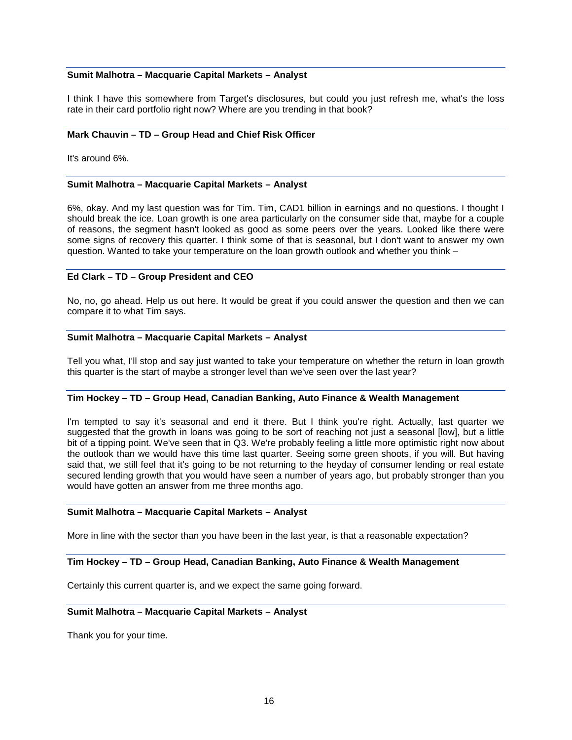**Sumit Malhotra – Macquarie Capital Markets – Analyst**

I think I have this somewhere from Target's disclosures, but could you just refresh me, what's the loss rate in their card portfolio right now? Where are you trending in that book?

**Mark Chauvin – TD – Group Head and Chief Risk Officer**

It's around 6%.

**Sumit Malhotra – Macquarie Capital Markets – Analyst**

6%, okay. And my last question was for Tim. Tim, CAD1 billion in earnings and no questions. I thought I should break the ice. Loan growth is one area particularly on the consumer side that, maybe for a couple of reasons, the segment hasn't looked as good as some peers over the years. Looked like there were some signs of recovery this quarter. I think some of that is seasonal, but I don't want to answer my own question. Wanted to take your temperature on the loan growth outlook and whether you think –

**Ed Clark – TD – Group President and CEO**

No, no, go ahead. Help us out here. It would be great if you could answer the question and then we can compare it to what Tim says.

**Sumit Malhotra – Macquarie Capital Markets – Analyst**

Tell you what, I'll stop and say just wanted to take your temperature on whether the return in loan growth this quarter is the start of maybe a stronger level than we've seen over the last year?

**Tim Hockey – TD – Group Head, Canadian Banking, Auto Finance & Wealth Management**

I'm tempted to say it's seasonal and end it there. But I think you're right. Actually, last quarter we suggested that the growth in loans was going to be sort of reaching not just a seasonal [low], but a little bit of a tipping point. We've seen that in Q3. We're probably feeling a little more optimistic right now about the outlook than we would have this time last quarter. Seeing some green shoots, if you will. But having said that, we still feel that it's going to be not returning to the heyday of consumer lending or real estate secured lending growth that you would have seen a number of years ago, but probably stronger than you would have gotten an answer from me three months ago.

**Sumit Malhotra – Macquarie Capital Markets – Analyst**

More in line with the sector than you have been in the last year, is that a reasonable expectation?

**Tim Hockey – TD – Group Head, Canadian Banking, Auto Finance & Wealth Management**

Certainly this current quarter is, and we expect the same going forward.

**Sumit Malhotra – Macquarie Capital Markets – Analyst**

Thank you for your time.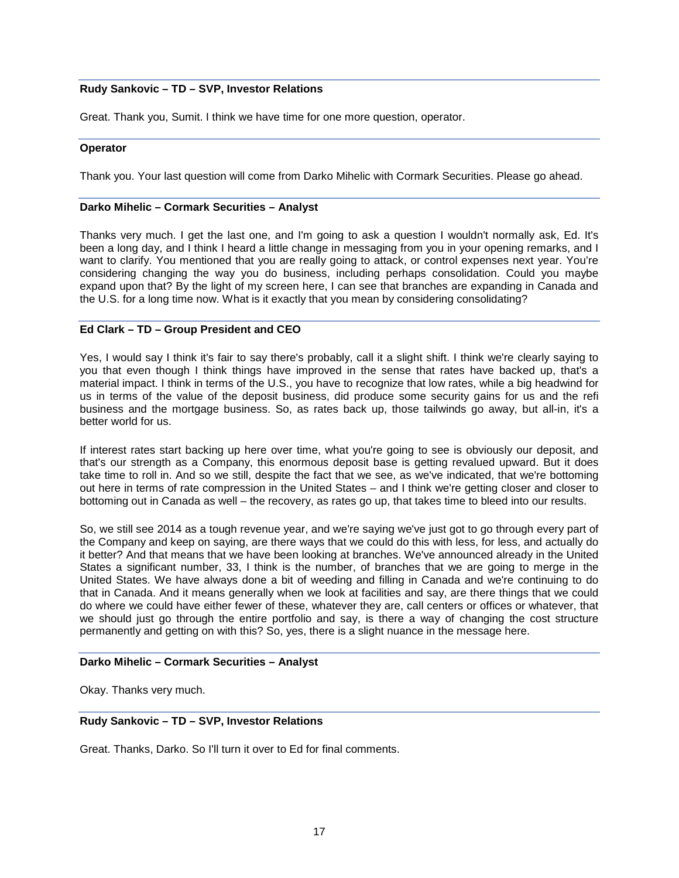**Rudy Sankovic – TD – SVP, Investor Relations**

Great. Thank you, Sumit. I think we have time for one more question, operator.

**Operator**

Thank you. Your last question will come from Darko Mihelic with Cormark Securities. Please go ahead.

**Darko Mihelic – Cormark Securities – Analyst**

Thanks very much. I get the last one, and I'm going to ask a question I wouldn't normally ask, Ed. It's been a long day, and I think I heard a little change in messaging from you in your opening remarks, and I want to clarify. You mentioned that you are really going to attack, or control expenses next year. You're considering changing the way you do business, including perhaps consolidation. Could you maybe expand upon that? By the light of my screen here, I can see that branches are expanding in Canada and the U.S. for a long time now. What is it exactly that you mean by considering consolidating?

**Ed Clark – TD – Group President and CEO**

Yes, I would say I think it's fair to say there's probably, call it a slight shift. I think we're clearly saying to you that even though I think things have improved in the sense that rates have backed up, that's a material impact. I think in terms of the U.S., you have to recognize that low rates, while a big headwind for us in terms of the value of the deposit business, did produce some security gains for us and the refi business and the mortgage business. So, as rates back up, those tailwinds go away, but all-in, it's a better world for us.

If interest rates start backing up here over time, what you're going to see is obviously our deposit, and that's our strength as a Company, this enormous deposit base is getting revalued upward. But it does take time to roll in. And so we still, despite the fact that we see, as we've indicated, that we're bottoming out here in terms of rate compression in the United States – and I think we're getting closer and closer to bottoming out in Canada as well – the recovery, as rates go up, that takes time to bleed into our results.

So, we still see 2014 as a tough revenue year, and we're saying we've just got to go through every part of the Company and keep on saying, are there ways that we could do this with less, for less, and actually do it better? And that means that we have been looking at branches. We've announced already in the United States a significant number, 33, I think is the number, of branches that we are going to merge in the United States. We have always done a bit of weeding and filling in Canada and we're continuing to do that in Canada. And it means generally when we look at facilities and say, are there things that we could do where we could have either fewer of these, whatever they are, call centers or offices or whatever, that we should just go through the entire portfolio and say, is there a way of changing the cost structure permanently and getting on with this? So, yes, there is a slight nuance in the message here.

**Darko Mihelic – Cormark Securities – Analyst**

Okay. Thanks very much.

**Rudy Sankovic – TD – SVP, Investor Relations**

Great. Thanks, Darko. So I'll turn it over to Ed for final comments.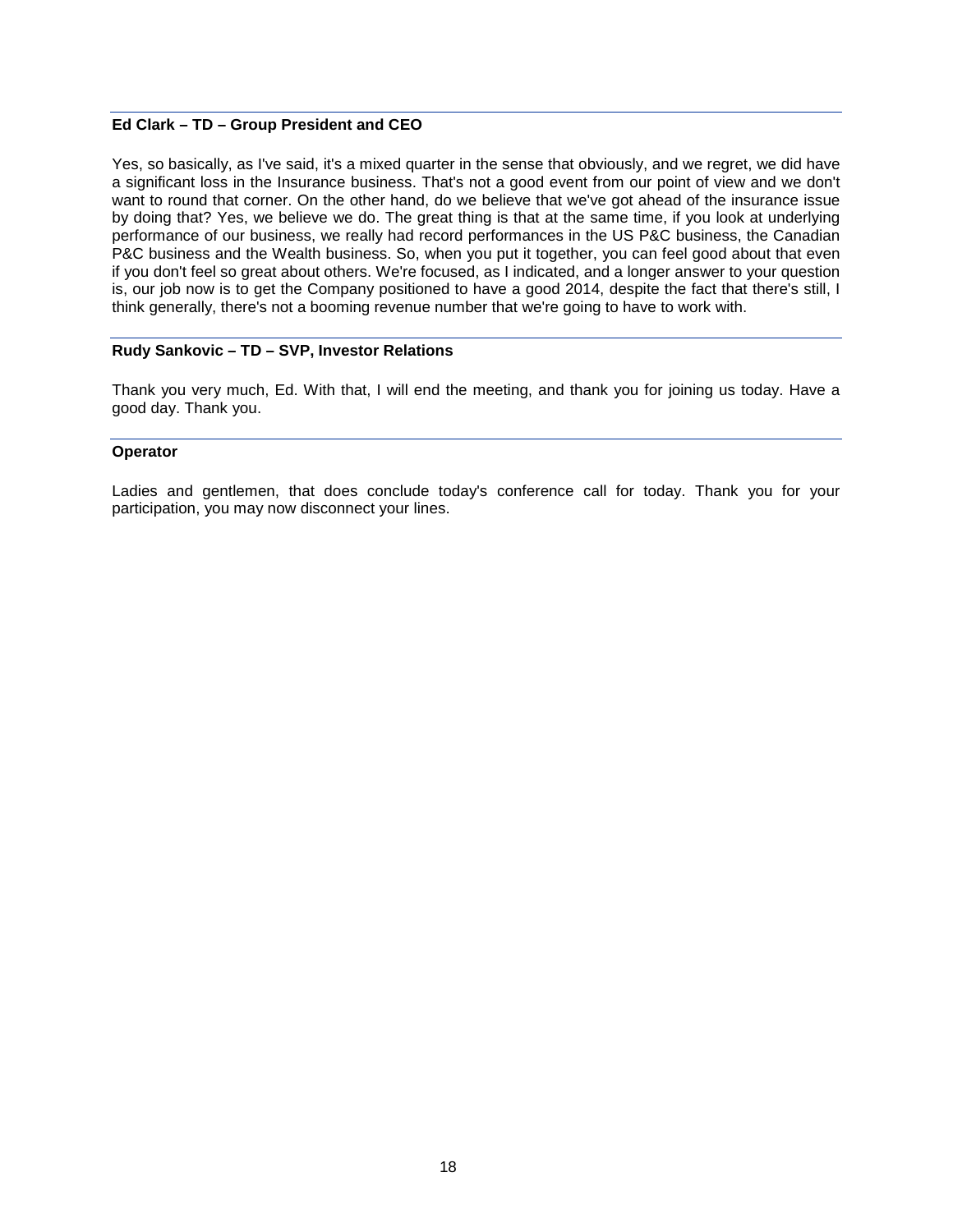**Ed Clark – TD – Group President and CEO**

Yes, so basically, as I've said, it's a mixed quarter in the sense that obviously, and we regret, we did have a significant loss in the Insurance business. That's not a good event from our point of view and we don't want to round that corner. On the other hand, do we believe that we've got ahead of the insurance issue by doing that? Yes, we believe we do. The great thing is that at the same time, if you look at underlying performance of our business, we really had record performances in the US P&C business, the Canadian P&C business and the Wealth business. So, when you put it together, you can feel good about that even if you don't feel so great about others. We're focused, as I indicated, and a longer answer to your question is, our job now is to get the Company positioned to have a good 2014, despite the fact that there's still, I think generally, there's not a booming revenue number that we're going to have to work with.

**Rudy Sankovic – TD – SVP, Investor Relations**

Thank you very much, Ed. With that, I will end the meeting, and thank you for joining us today. Have a good day. Thank you.

**Operator**

Ladies and gentlemen, that does conclude today's conference call for today. Thank you for your participation, you may now disconnect your lines.